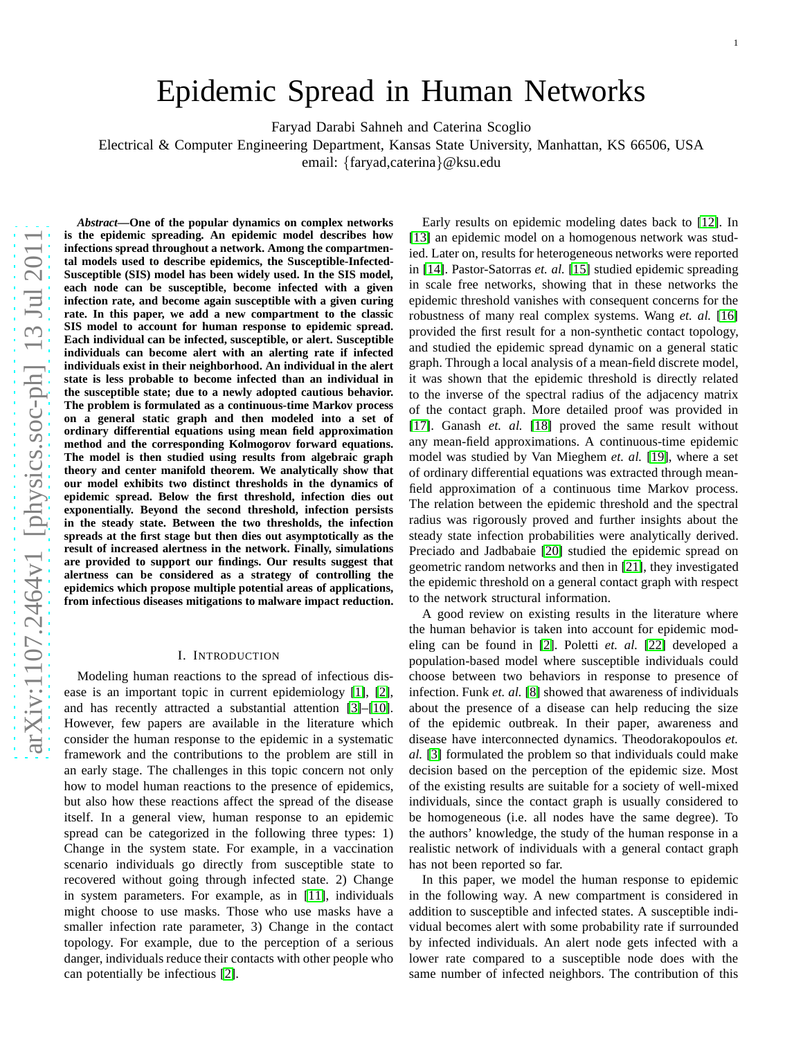# Epidemic Spread in Human Networks

Faryad Darabi Sahneh and Caterina Scoglio

Electrical & Computer Engineering Department, Kansas State University, Manhattan, KS 66506, USA

email: {faryad,caterina}@ksu.edu

***Abstract*—One of the popular dynamics on complex networks is the epidemic spreading. An epidemic model describes how infections spread throughout a network. Among the compartmental models used to describe epidemics, the Susceptible-Infected-Susceptible (SIS) model has been widely used. In the SIS model, each node can be susceptible, become infected with a given infection rate, and become again susceptible with a given curing rate. In this paper, we add a new compartment to the classic SIS model to account for human response to epidemic spread. Each individual can be infected, susceptible, or alert. Susceptible individuals can become alert with an alerting rate if infected individuals exist in their neighborhood. An individual in the alert state is less probable to become infected than an individual in the susceptible state; due to a newly adopted cautious behavior. The problem is formulated as a continuous-time Markov process on a general static graph and then modeled into a set of ordinary differential equations using mean field approximation method and the corresponding Kolmogorov forward equations. The model is then studied using results from algebraic graph theory and center manifold theorem. We analytically show that our model exhibits two distinct thresholds in the dynamics of epidemic spread. Below the first threshold, infection dies out exponentially. Beyond the second threshold, infection persists in the steady state. Between the two thresholds, the infection spreads at the first stage but then dies out asymptotically as the result of increased alertness in the network. Finally, simulations are provided to support our findings. Our results suggest that alertness can be considered as a strategy of controlling the epidemics which propose multiple potential areas of applications, from infectious diseases mitigations to malware impact reduction.**

## I. Introduction

Modeling human reactions to the spread of infectious disease is an important topic in current epidemiology [1], [2], and has recently attracted a substantial attention [3]–[10]. However, few papers are available in the literature which consider the human response to the epidemic in a systematic framework and the contributions to the problem are still in an early stage. The challenges in this topic concern not only how to model human reactions to the presence of epidemics, but also how these reactions affect the spread of the disease itself. In a general view, human response to an epidemic spread can be categorized in the following three types: 1) Change in the system state. For example, in a vaccination scenario individuals go directly from susceptible state to recovered without going through infected state. 2) Change in system parameters. For example, as in [11], individuals might choose to use masks. Those who use masks have a smaller infection rate parameter, 3) Change in the contact topology. For example, due to the perception of a serious danger, individuals reduce their contacts with other people who can potentially be infectious [2].

Early results on epidemic modeling dates back to [12]. In [13] an epidemic model on a homogenous network was studied. Later on, results for heterogeneous networks were reported in [14]. Pastor-Satorras *et. al.* [15] studied epidemic spreading in scale free networks, showing that in these networks the epidemic threshold vanishes with consequent concerns for the robustness of many real complex systems. Wang *et. al.* [16] provided the first result for a non-synthetic contact topology, and studied the epidemic spread dynamic on a general static graph. Through a local analysis of a mean-field discrete model, it was shown that the epidemic threshold is directly related to the inverse of the spectral radius of the adjacency matrix of the contact graph. More detailed proof was provided in [17]. Ganash *et. al.* [18] proved the same result without any mean-field approximations. A continuous-time epidemic model was studied by Van Mieghem *et. al.* [19], where a set of ordinary differential equations was extracted through mean-field approximation of a continuous time Markov process. The relation between the epidemic threshold and the spectral radius was rigorously proved and further insights about the steady state infection probabilities were analytically derived. Preciado and Jadbabaie [20] studied the epidemic spread on geometric random networks and then in [21], they investigated the epidemic threshold on a general contact graph with respect to the network structural information.

A good review on existing results in the literature where the human behavior is taken into account for epidemic modeling can be found in [2]. Poletti *et. al.* [22] developed a population-based model where susceptible individuals could choose between two behaviors in response to presence of infection. Funk *et. al.* [8] showed that awareness of individuals about the presence of a disease can help reducing the size of the epidemic outbreak. In their paper, awareness and disease have interconnected dynamics. Theodorakopoulos *et. al.* [3] formulated the problem so that individuals could make decision based on the perception of the epidemic size. Most of the existing results are suitable for a society of well-mixed individuals, since the contact graph is usually considered to be homogeneous (i.e. all nodes have the same degree). To the authors' knowledge, the study of the human response in a realistic network of individuals with a general contact graph has not been reported so far.

In this paper, we model the human response to epidemic in the following way. A new compartment is considered in addition to susceptible and infected states. A susceptible individual becomes alert with some probability rate if surrounded by infected individuals. An alert node gets infected with a lower rate compared to a susceptible node does with the same number of infected neighbors. The contribution of this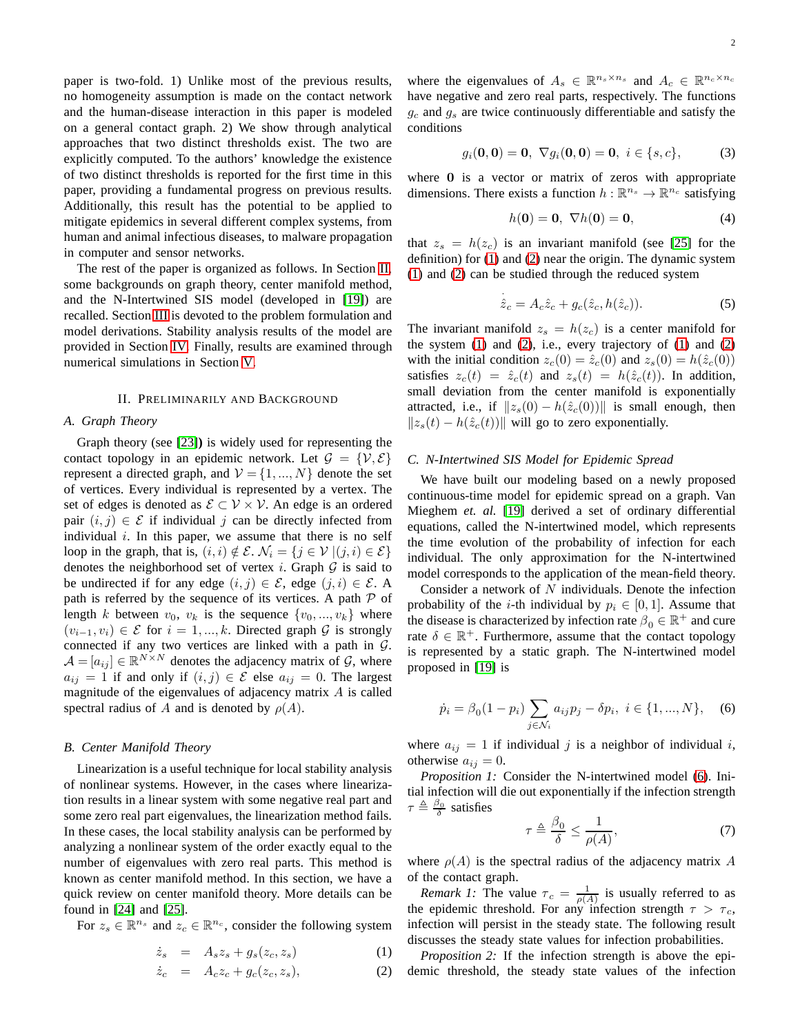paper is two-fold. 1) Unlike most of the previous results, no homogeneity assumption is made on the contact network and the human-disease interaction in this paper is modeled on a general contact graph. 2) We show through analytical approaches that two distinct thresholds exist. The two are explicitly computed. To the authors' knowledge the existence of two distinct thresholds is reported for the first time in this paper, providing a fundamental progress on previous results. Additionally, this result has the potential to be applied to mitigate epidemics in several different complex systems, from human and animal infectious diseases, to malware propagation in computer and sensor networks.

The rest of the paper is organized as follows. In Section II, some backgrounds on graph theory, center manifold method, and the N-Intertwined SIS model (developed in [19]) are recalled. Section III is devoted to the problem formulation and model derivations. Stability analysis results of the model are provided in Section IV. Finally, results are examined through numerical simulations in Section V.

## II. Preliminarily and Background

### A. Graph Theory

Graph theory (see [23]) is widely used for representing the contact topology in an epidemic network. Let $\mathcal{G} = \{\mathcal{V}, \mathcal{E}\}$ represent a directed graph, and $\mathcal{V} = \{1, ..., N\}$ denote the set of vertices. Every individual is represented by a vertex. The set of edges is denoted as $\mathcal{E} \subset \mathcal{V} \times \mathcal{V}$. An edge is an ordered pair $(i, j) \in \mathcal{E}$ if individual $j$ can be directly infected from individual $i$. In this paper, we assume that there is no self loop in the graph, that is, $(i, i) \notin \mathcal{E}$. $\mathcal{N}_i = \{j \in \mathcal{V} \,|(j, i) \in \mathcal{E}\}$ denotes the neighborhood set of vertex $i$. Graph $\mathcal{G}$ is said to be undirected if for any edge $(i, j) \in \mathcal{E}$, edge $(j, i) \in \mathcal{E}$. A path is referred by the sequence of its vertices. A path $\mathcal{P}$ of length $k$ between $v_0$, $v_k$ is the sequence $\{v_0, ..., v_k\}$ where $(v_{i-1}, v_i) \in \mathcal{E}$ for $i = 1, ..., k$. Directed graph $\mathcal{G}$ is strongly connected if any two vertices are linked with a path in $\mathcal{G}$. $\mathcal{A} = [a_{ij}] \in \mathbb{R}^{N \times N}$ denotes the adjacency matrix of $\mathcal{G}$, where $a_{ij} = 1$ if and only if $(i, j) \in \mathcal{E}$ else $a_{ij} = 0$. The largest magnitude of the eigenvalues of adjacency matrix $A$ is called spectral radius of $A$ and is denoted by $\rho(A)$.

### B. Center Manifold Theory

Linearization is a useful technique for local stability analysis of nonlinear systems. However, in the cases where linearization results in a linear system with some negative real part and some zero real part eigenvalues, the linearization method fails. In these cases, the local stability analysis can be performed by analyzing a nonlinear system of the order exactly equal to the number of eigenvalues with zero real parts. This method is known as center manifold method. In this section, we have a quick review on center manifold theory. More details can be found in [24] and [25].

For $z_s \in \mathbb{R}^{n_s}$ and $z_c \in \mathbb{R}^{n_c}$, consider the following system

$$\dot{z}_s = A_s z_s + g_s(z_c, z_s) \tag{1}$$

$$\dot{z}_c = A_c z_c + g_c(z_c, z_s), \tag{2}$$

where the eigenvalues of $A_s \in \mathbb{R}^{n_s \times n_s}$ and $A_c \in \mathbb{R}^{n_c \times n_c}$ have negative and zero real parts, respectively. The functions $g_c$ and $g_s$ are twice continuously differentiable and satisfy the conditions

$$g_i(\mathbf{0}, \mathbf{0}) = \mathbf{0}, \ \nabla g_i(\mathbf{0}, \mathbf{0}) = \mathbf{0}, \ i \in \{s, c\}, \tag{3}$$

where $\mathbf{0}$ is a vector or matrix of zeros with appropriate dimensions. There exists a function $h : \mathbb{R}^{n_s} \to \mathbb{R}^{n_c}$ satisfying

$$h(\mathbf{0}) = \mathbf{0}, \ \nabla h(\mathbf{0}) = \mathbf{0}, \tag{4}$$

that $z_s = h(z_c)$ is an invariant manifold (see [25] for the definition) for (1) and (2) near the origin. The dynamic system (1) and (2) can be studied through the reduced system

$$\dot{\hat{z}}_c = A_c \hat{z}_c + g_c(\hat{z}_c, h(\hat{z}_c)). \tag{5}$$

The invariant manifold $z_s = h(z_c)$ is a center manifold for the system (1) and (2), i.e., every trajectory of (1) and (2) with the initial condition $z_c(0) = \hat{z}_c(0)$ and $z_s(0) = h(\hat{z}_c(0))$ satisfies $z_c(t) = \hat{z}_c(t)$ and $z_s(t) = h(\hat{z}_c(t))$. In addition, small deviation from the center manifold is exponentially attracted, i.e., if $\|z_s(0) - h(\hat{z}_c(0))\|$ is small enough, then $\|z_s(t) - h(\hat{z}_c(t))\|$ will go to zero exponentially.

### C. N-Intertwined SIS Model for Epidemic Spread

We have built our modeling based on a newly proposed continuous-time model for epidemic spread on a graph. Van Mieghem *et. al.* [19] derived a set of ordinary differential equations, called the N-intertwined model, which represents the time evolution of the probability of infection for each individual. The only approximation for the N-intertwined model corresponds to the application of the mean-field theory.

Consider a network of $N$ individuals. Denote the infection probability of the $i$-th individual by $p_i \in [0, 1]$. Assume that the disease is characterized by infection rate $\beta_0 \in \mathbb{R}^+$ and cure rate $\delta \in \mathbb{R}^+$. Furthermore, assume that the contact topology is represented by a static graph. The N-intertwined model proposed in [19] is

$$\dot{p}_i = \beta_0 (1 - p_i) \sum_{j \in \mathcal{N}_i} a_{ij} p_j - \delta p_i, \ i \in \{1, ..., N\}, \tag{6}$$

where $a_{ij} = 1$ if individual $j$ is a neighbor of individual $i$, otherwise $a_{ij} = 0$.

*Proposition 1:* Consider the N-intertwined model (6). Initial infection will die out exponentially if the infection strength $\tau \triangleq \frac{\beta_0}{\delta}$ satisfies

$$\tau \triangleq \frac{\beta_0}{\delta} \leq \frac{1}{\rho(A)}, \tag{7}$$

where $\rho(A)$ is the spectral radius of the adjacency matrix $A$ of the contact graph.

*Remark 1:* The value $\tau_c = \frac{1}{\rho(A)}$ is usually referred to as the epidemic threshold. For any infection strength $\tau > \tau_c$, infection will persist in the steady state. The following result discusses the steady state values for infection probabilities.

*Proposition 2:* If the infection strength is above the epidemic threshold, the steady state values of the infection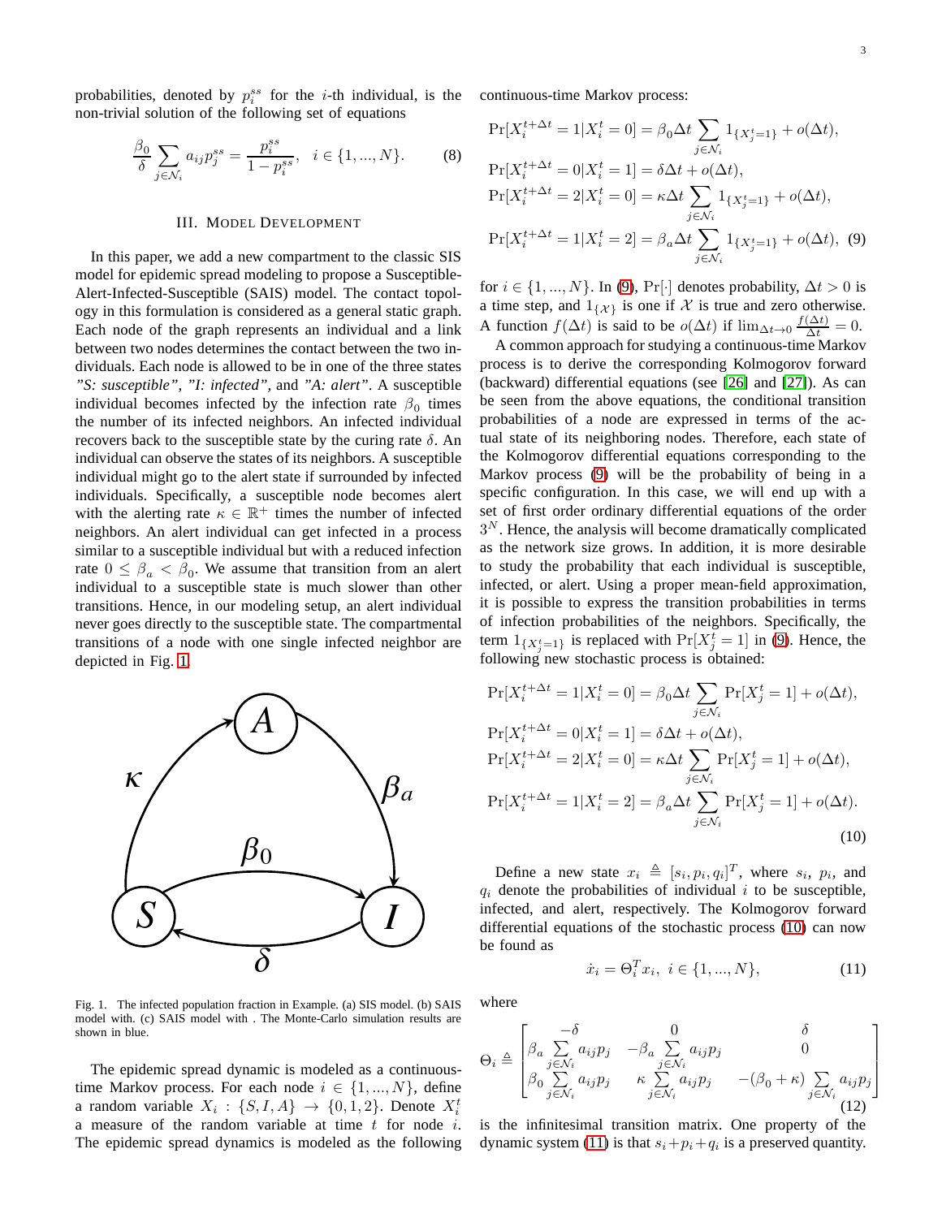probabilities, denoted by $p_i^{ss}$ for the $i$-th individual, is the non-trivial solution of the following set of equations

$$\frac{\beta_0}{\delta}\sum_{j\in\mathcal{N}_i} a_{ij}p_j^{ss} = \frac{p_i^{ss}}{1-p_i^{ss}}, \quad i\in\{1,...,N\}. \tag{8}$$

## III. Model Development

In this paper, we add a new compartment to the classic SIS model for epidemic spread modeling to propose a Susceptible-Alert-Infected-Susceptible (SAIS) model. The contact topology in this formulation is considered as a general static graph. Each node of the graph represents an individual and a link between two nodes determines the contact between the two individuals. Each node is allowed to be in one of the three states *"S: susceptible"*, *"I: infected"*, and *"A: alert"*. A susceptible individual becomes infected by the infection rate $\beta_0$ times the number of its infected neighbors. An infected individual recovers back to the susceptible state by the curing rate $\delta$. An individual can observe the states of its neighbors. A susceptible individual might go to the alert state if surrounded by infected individuals. Specifically, a susceptible node becomes alert with the alerting rate $\kappa \in \mathbb{R}^+$ times the number of infected neighbors. An alert individual can get infected in a process similar to a susceptible individual but with a reduced infection rate $0 \le \beta_a < \beta_0$. We assume that transition from an alert individual to a susceptible state is much slower than other transitions. Hence, in our modeling setup, an alert individual never goes directly to the susceptible state. The compartmental transitions of a node with one single infected neighbor are depicted in Fig. 1.

Fig. 1. The infected population fraction in Example. (a) SIS model. (b) SAIS model with. (c) SAIS model with . The Monte-Carlo simulation results are shown in blue.

The epidemic spread dynamic is modeled as a continuous-time Markov process. For each node $i \in \{1,...,N\}$, define a random variable $X_i : \{S, I, A\} \to \{0,1,2\}$. Denote $X_i^t$ a measure of the random variable at time $t$ for node $i$. The epidemic spread dynamics is modeled as the following continuous-time Markov process:

$$\begin{aligned}
&\Pr[X_i^{t+\Delta t}=1|X_i^t=0] = \beta_0\Delta t\sum_{j\in\mathcal{N}_i} 1_{\{X_j^t=1\}} + o(\Delta t),\\
&\Pr[X_i^{t+\Delta t}=0|X_i^t=1] = \delta\Delta t + o(\Delta t),\\
&\Pr[X_i^{t+\Delta t}=2|X_i^t=0] = \kappa\Delta t\sum_{j\in\mathcal{N}_i} 1_{\{X_j^t=1\}} + o(\Delta t),\\
&\Pr[X_i^{t+\Delta t}=1|X_i^t=2] = \beta_a\Delta t\sum_{j\in\mathcal{N}_i} 1_{\{X_j^t=1\}} + o(\Delta t),
\end{aligned} \tag{9}$$

for $i \in \{1,...,N\}$. In (9), $\Pr[\cdot]$ denotes probability, $\Delta t > 0$ is a time step, and $1_{\{\mathcal{X}\}}$ is one if $\mathcal{X}$ is true and zero otherwise. A function $f(\Delta t)$ is said to be $o(\Delta t)$ if $\lim_{\Delta t\to 0}\frac{f(\Delta t)}{\Delta t} = 0$.

A common approach for studying a continuous-time Markov process is to derive the corresponding Kolmogorov forward (backward) differential equations (see [26] and [27]). As can be seen from the above equations, the conditional transition probabilities of a node are expressed in terms of the actual state of its neighboring nodes. Therefore, each state of the Kolmogorov differential equations corresponding to the Markov process (9) will be the probability of being in a specific configuration. In this case, we will end up with a set of first order ordinary differential equations of the order $3^N$. Hence, the analysis will become dramatically complicated as the network size grows. In addition, it is more desirable to study the probability that each individual is susceptible, infected, or alert. Using a proper mean-field approximation, it is possible to express the transition probabilities in terms of infection probabilities of the neighbors. Specifically, the term $1_{\{X_j^t=1\}}$ is replaced with $\Pr[X_j^t = 1]$ in (9). Hence, the following new stochastic process is obtained:

$$\begin{aligned}
&\Pr[X_i^{t+\Delta t}=1|X_i^t=0] = \beta_0\Delta t\sum_{j\in\mathcal{N}_i} \Pr[X_j^t=1] + o(\Delta t),\\
&\Pr[X_i^{t+\Delta t}=0|X_i^t=1] = \delta\Delta t + o(\Delta t),\\
&\Pr[X_i^{t+\Delta t}=2|X_i^t=0] = \kappa\Delta t\sum_{j\in\mathcal{N}_i} \Pr[X_j^t=1] + o(\Delta t),\\
&\Pr[X_i^{t+\Delta t}=1|X_i^t=2] = \beta_a\Delta t\sum_{j\in\mathcal{N}_i} \Pr[X_j^t=1] + o(\Delta t).
\end{aligned} \tag{10}$$

Define a new state $x_i \triangleq [s_i, p_i, q_i]^T$, where $s_i$, $p_i$, and $q_i$ denote the probabilities of individual $i$ to be susceptible, infected, and alert, respectively. The Kolmogorov forward differential equations of the stochastic process (10) can now be found as

$$\dot{x}_i = \Theta_i^T x_i, \; i\in\{1,...,N\}, \tag{11}$$

where

$$\Theta_i \triangleq \begin{bmatrix} -\delta & 0 & \delta \\ \beta_a\sum\limits_{j\in\mathcal{N}_i} a_{ij}p_j & -\beta_a\sum\limits_{j\in\mathcal{N}_i} a_{ij}p_j & 0 \\ \beta_0\sum\limits_{j\in\mathcal{N}_i} a_{ij}p_j & \kappa\sum\limits_{j\in\mathcal{N}_i} a_{ij}p_j & -(\beta_0+\kappa)\sum\limits_{j\in\mathcal{N}_i} a_{ij}p_j \end{bmatrix} \tag{12}$$

is the infinitesimal transition matrix. One property of the dynamic system (11) is that $s_i + p_i + q_i$ is a preserved quantity.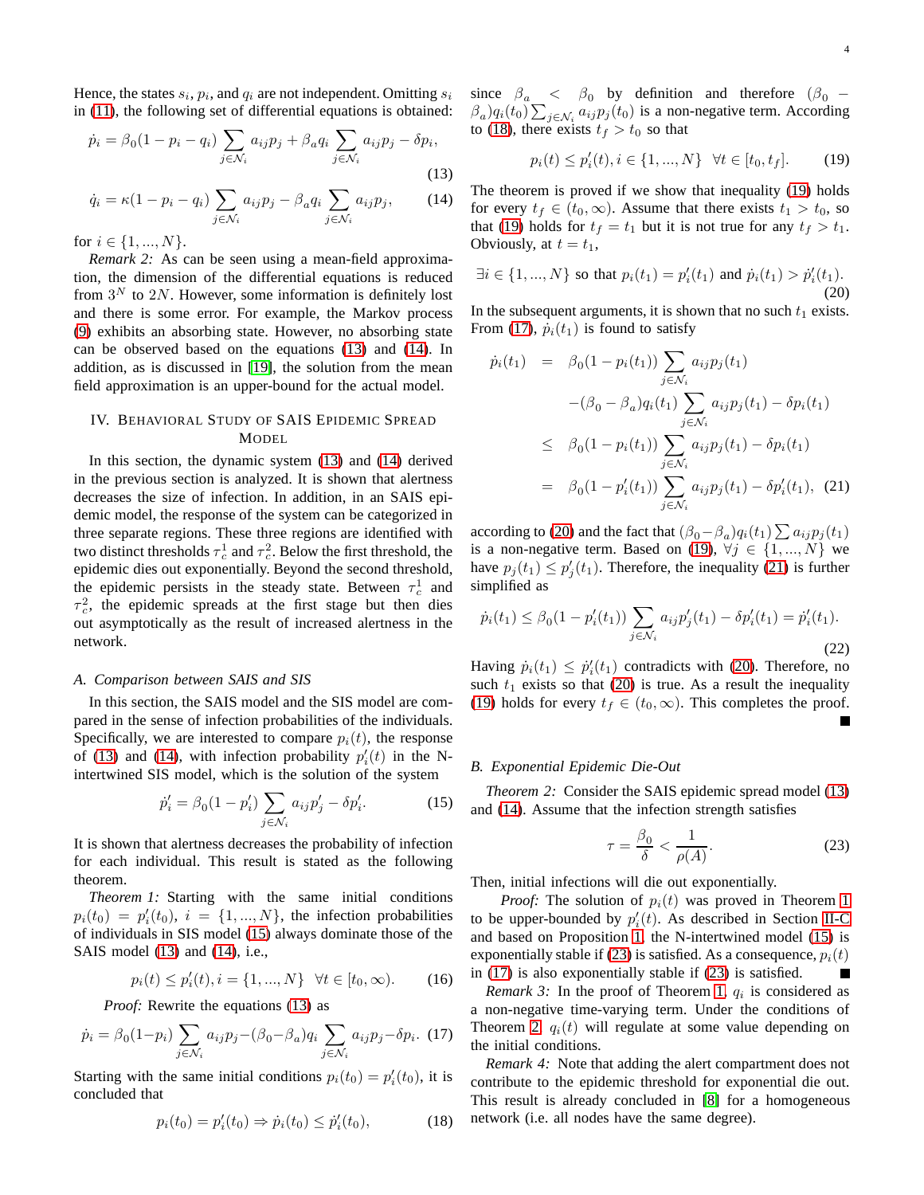Hence, the states $s_i$, $p_i$, and $q_i$ are not independent. Omitting $s_i$ in (11), the following set of differential equations is obtained:

$$\dot{p}_i = \beta_0(1 - p_i - q_i) \sum_{j \in \mathcal{N}_i} a_{ij} p_j + \beta_a q_i \sum_{j \in \mathcal{N}_i} a_{ij} p_j - \delta p_i, \tag{13}$$

$$\dot{q}_i = \kappa(1 - p_i - q_i) \sum_{j \in \mathcal{N}_i} a_{ij} p_j - \beta_a q_i \sum_{j \in \mathcal{N}_i} a_{ij} p_j, \tag{14}$$

for $i \in \{1, ..., N\}$.

*Remark 2:* As can be seen using a mean-field approximation, the dimension of the differential equations is reduced from $3^N$ to $2N$. However, some information is definitely lost and there is some error. For example, the Markov process (9) exhibits an absorbing state. However, no absorbing state can be observed based on the equations (13) and (14). In addition, as is discussed in [19], the solution from the mean field approximation is an upper-bound for the actual model.

## IV. Behavioral Study of SAIS Epidemic Spread Model

In this section, the dynamic system (13) and (14) derived in the previous section is analyzed. It is shown that alertness decreases the size of infection. In addition, in an SAIS epidemic model, the response of the system can be categorized in three separate regions. These three regions are identified with two distinct thresholds $\tau_c^1$ and $\tau_c^2$. Below the first threshold, the epidemic dies out exponentially. Beyond the second threshold, the epidemic persists in the steady state. Between $\tau_c^1$ and $\tau_c^2$, the epidemic spreads at the first stage but then dies out asymptotically as the result of increased alertness in the network.

### A. Comparison between SAIS and SIS

In this section, the SAIS model and the SIS model are compared in the sense of infection probabilities of the individuals. Specifically, we are interested to compare $p_i(t)$, the response of (13) and (14), with infection probability $p'_i(t)$ in the N-intertwined SIS model, which is the solution of the system

$$\dot{p}'_i = \beta_0(1 - p'_i) \sum_{j \in \mathcal{N}_i} a_{ij} p'_j - \delta p'_i. \tag{15}$$

It is shown that alertness decreases the probability of infection for each individual. This result is stated as the following theorem.

*Theorem 1:* Starting with the same initial conditions $p_i(t_0) = p'_i(t_0)$, $i = \{1, ..., N\}$, the infection probabilities of individuals in SIS model (15) always dominate those of the SAIS model (13) and (14), i.e.,

$$p_i(t) \leq p'_i(t), i = \{1, ..., N\} \quad \forall t \in [t_0, \infty). \tag{16}$$

*Proof:* Rewrite the equations (13) as

$$\dot{p}_i = \beta_0(1-p_i) \sum_{j \in \mathcal{N}_i} a_{ij} p_j - (\beta_0 - \beta_a) q_i \sum_{j \in \mathcal{N}_i} a_{ij} p_j - \delta p_i. \tag{17}$$

Starting with the same initial conditions $p_i(t_0) = p'_i(t_0)$, it is concluded that

$$p_i(t_0) = p'_i(t_0) \Rightarrow \dot{p}_i(t_0) \leq \dot{p}'_i(t_0), \tag{18}$$

since $\beta_a < \beta_0$ by definition and therefore $(\beta_0 - \beta_a) q_i(t_0) \sum_{j \in \mathcal{N}_i} a_{ij} p_j(t_0)$ is a non-negative term. According to (18), there exists $t_f > t_0$ so that

$$p_i(t) \leq p'_i(t), i \in \{1, ..., N\} \quad \forall t \in [t_0, t_f]. \tag{19}$$

The theorem is proved if we show that inequality (19) holds for every $t_f \in (t_0, \infty)$. Assume that there exists $t_1 > t_0$, so that (19) holds for $t_f = t_1$ but it is not true for any $t_f > t_1$. Obviously, at $t = t_1$,

$$\exists i \in \{1, ..., N\} \text{ so that } p_i(t_1) = p'_i(t_1) \text{ and } \dot{p}_i(t_1) > \dot{p}'_i(t_1). \tag{20}$$

In the subsequent arguments, it is shown that no such $t_1$ exists. From (17), $\dot{p}_i(t_1)$ is found to satisfy

$$\begin{aligned}
\dot{p}_i(t_1) &= \beta_0(1 - p_i(t_1)) \sum_{j \in \mathcal{N}_i} a_{ij} p_j(t_1) \\
&\quad - (\beta_0 - \beta_a) q_i(t_1) \sum_{j \in \mathcal{N}_i} a_{ij} p_j(t_1) - \delta p_i(t_1) \\
&\leq \beta_0(1 - p_i(t_1)) \sum_{j \in \mathcal{N}_i} a_{ij} p_j(t_1) - \delta p_i(t_1) \\
&= \beta_0(1 - p'_i(t_1)) \sum_{j \in \mathcal{N}_i} a_{ij} p_j(t_1) - \delta p'_i(t_1), 
\end{aligned} \tag{21}$$

according to (20) and the fact that $(\beta_0 - \beta_a) q_i(t_1) \sum a_{ij} p_j(t_1)$ is a non-negative term. Based on (19), $\forall j \in \{1, ..., N\}$ we have $p_j(t_1) \leq p'_j(t_1)$. Therefore, the inequality (21) is further simplified as

$$\dot{p}_i(t_1) \leq \beta_0(1 - p'_i(t_1)) \sum_{j \in \mathcal{N}_i} a_{ij} p'_j(t_1) - \delta p'_i(t_1) = \dot{p}'_i(t_1). \tag{22}$$

Having $\dot{p}_i(t_1) \leq \dot{p}'_i(t_1)$ contradicts with (20). Therefore, no such $t_1$ exists so that (20) is true. As a result the inequality (19) holds for every $t_f \in (t_0, \infty)$. This completes the proof. ∎

### B. Exponential Epidemic Die-Out

*Theorem 2:* Consider the SAIS epidemic spread model (13) and (14). Assume that the infection strength satisfies

$$\tau = \frac{\beta_0}{\delta} < \frac{1}{\rho(A)}. \tag{23}$$

Then, initial infections will die out exponentially.

*Proof:* The solution of $p_i(t)$ was proved in Theorem 1 to be upper-bounded by $p'_i(t)$. As described in Section II-C and based on Proposition 1, the N-intertwined model (15) is exponentially stable if (23) is satisfied. As a consequence, $p_i(t)$ in (17) is also exponentially stable if (23) is satisfied. ∎

*Remark 3:* In the proof of Theorem 1, $q_i$ is considered as a non-negative time-varying term. Under the conditions of Theorem 2, $q_i(t)$ will regulate at some value depending on the initial conditions.

*Remark 4:* Note that adding the alert compartment does not contribute to the epidemic threshold for exponential die out. This result is already concluded in [8] for a homogeneous network (i.e. all nodes have the same degree).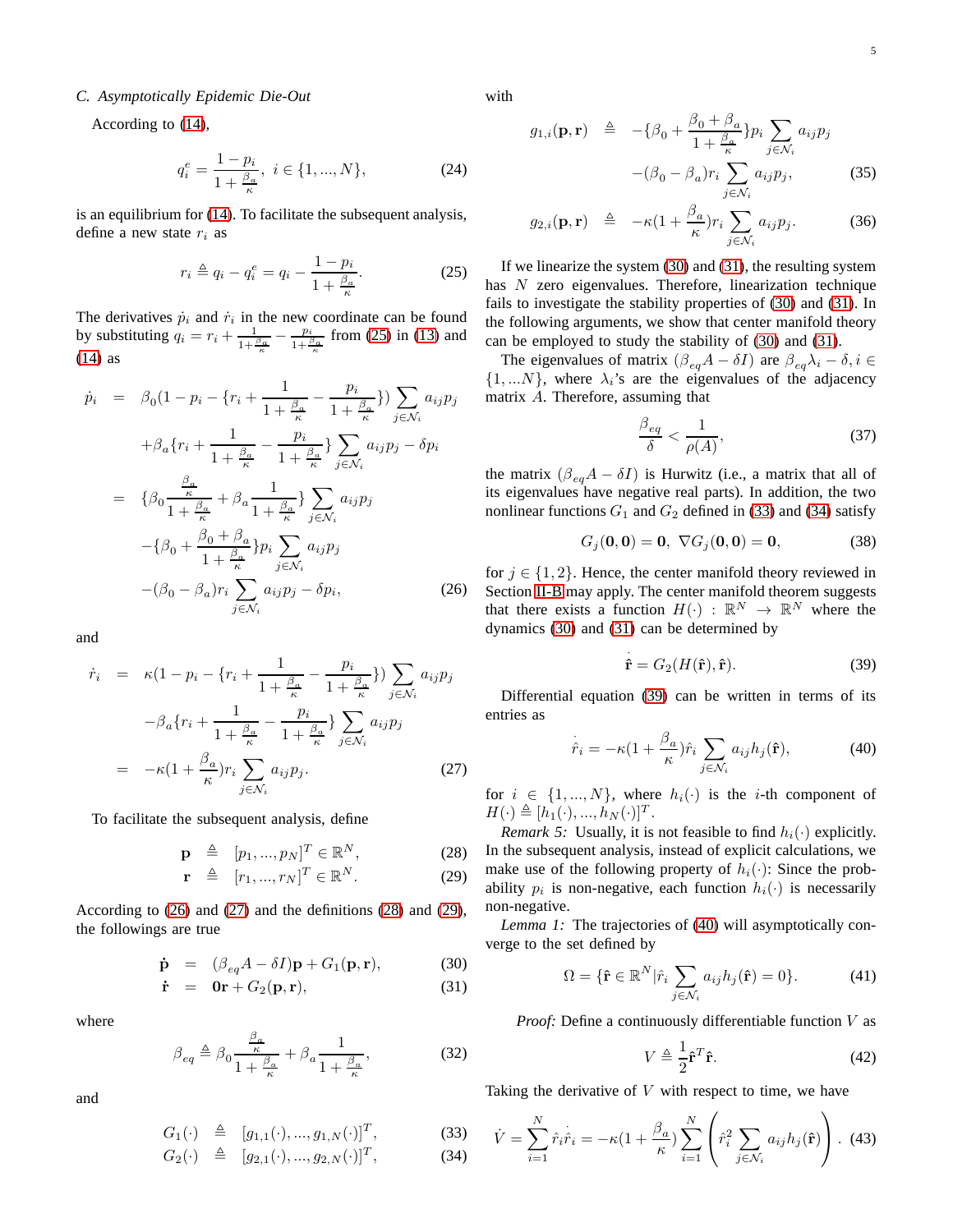### C. Asymptotically Epidemic Die-Out

According to (14),

$$q_i^e = \frac{1-p_i}{1+\frac{\beta_a}{\kappa}}, \ \ i \in \{1, ..., N\}, \tag{24}$$

is an equilibrium for (14). To facilitate the subsequent analysis, define a new state $r_i$ as

$$r_i \triangleq q_i - q_i^e = q_i - \frac{1-p_i}{1+\frac{\beta_a}{\kappa}}. \tag{25}$$

The derivatives $\dot{p}_i$ and $\dot{r}_i$ in the new coordinate can be found by substituting $q_i = r_i + \frac{1}{1+\frac{\beta_a}{\kappa}} - \frac{p_i}{1+\frac{\beta_a}{\kappa}}$ from (25) in (13) and (14) as

$$\begin{aligned}
\dot{p}_i &= \beta_0(1-p_i-\{r_i+\frac{1}{1+\frac{\beta_a}{\kappa}}-\frac{p_i}{1+\frac{\beta_a}{\kappa}}\})\sum_{j\in\mathcal{N}_i} a_{ij}p_j \\
&\quad +\beta_a\{r_i+\frac{1}{1+\frac{\beta_a}{\kappa}}-\frac{p_i}{1+\frac{\beta_a}{\kappa}}\}\sum_{j\in\mathcal{N}_i} a_{ij}p_j-\delta p_i \\
&= \{\beta_0\frac{\frac{\beta_a}{\kappa}}{1+\frac{\beta_a}{\kappa}}+\beta_a\frac{1}{1+\frac{\beta_a}{\kappa}}\}\sum_{j\in\mathcal{N}_i} a_{ij}p_j \\
&\quad -\{\beta_0+\frac{\beta_0+\beta_a}{1+\frac{\beta_a}{\kappa}}\}p_i\sum_{j\in\mathcal{N}_i} a_{ij}p_j \\
&\quad -(\beta_0-\beta_a)r_i\sum_{j\in\mathcal{N}_i} a_{ij}p_j-\delta p_i,
\end{aligned} \tag{26}$$

and

$$\begin{aligned}
\dot{r}_i &= \kappa(1-p_i-\{r_i+\frac{1}{1+\frac{\beta_a}{\kappa}}-\frac{p_i}{1+\frac{\beta_a}{\kappa}}\})\sum_{j\in\mathcal{N}_i} a_{ij}p_j \\
&\quad -\beta_a\{r_i+\frac{1}{1+\frac{\beta_a}{\kappa}}-\frac{p_i}{1+\frac{\beta_a}{\kappa}}\}\sum_{j\in\mathcal{N}_i} a_{ij}p_j \\
&= -\kappa(1+\frac{\beta_a}{\kappa})r_i\sum_{j\in\mathcal{N}_i} a_{ij}p_j.
\end{aligned} \tag{27}$$

To facilitate the subsequent analysis, define

$$\mathbf{p} \triangleq [p_1, ..., p_N]^T \in \mathbb{R}^N, \tag{28}$$
$$\mathbf{r} \triangleq [r_1, ..., r_N]^T \in \mathbb{R}^N. \tag{29}$$

According to (26) and (27) and the definitions (28) and (29), the followings are true

$$\dot{\mathbf{p}} = (\beta_{eq}A-\delta I)\mathbf{p}+G_1(\mathbf{p},\mathbf{r}), \tag{30}$$
$$\dot{\mathbf{r}} = \mathbf{0}\mathbf{r}+G_2(\mathbf{p},\mathbf{r}), \tag{31}$$

where

$$\beta_{eq} \triangleq \beta_0\frac{\frac{\beta_a}{\kappa}}{1+\frac{\beta_a}{\kappa}}+\beta_a\frac{1}{1+\frac{\beta_a}{\kappa}}, \tag{32}$$

and

$$G_1(\cdot) \triangleq [g_{1,1}(\cdot), ..., g_{1,N}(\cdot)]^T, \tag{33}$$
$$G_2(\cdot) \triangleq [g_{2,1}(\cdot), ..., g_{2,N}(\cdot)]^T, \tag{34}$$

with

$$\begin{aligned}
g_{1,i}(\mathbf{p},\mathbf{r}) &\triangleq -\{\beta_0+\frac{\beta_0+\beta_a}{1+\frac{\beta_a}{\kappa}}\}p_i\sum_{j\in\mathcal{N}_i} a_{ij}p_j \\
&\quad -(\beta_0-\beta_a)r_i\sum_{j\in\mathcal{N}_i} a_{ij}p_j,
\end{aligned} \tag{35}$$

$$g_{2,i}(\mathbf{p},\mathbf{r}) \triangleq -\kappa(1+\frac{\beta_a}{\kappa})r_i\sum_{j\in\mathcal{N}_i} a_{ij}p_j. \tag{36}$$

If we linearize the system (30) and (31), the resulting system has $N$ zero eigenvalues. Therefore, linearization technique fails to investigate the stability properties of (30) and (31). In the following arguments, we show that center manifold theory can be employed to study the stability of (30) and (31).

The eigenvalues of matrix $(\beta_{eq}A-\delta I)$ are $\beta_{eq}\lambda_i-\delta, i \in \{1, ...N\}$, where $\lambda_i$'s are the eigenvalues of the adjacency matrix $A$. Therefore, assuming that

$$\frac{\beta_{eq}}{\delta} < \frac{1}{\rho(A)}, \tag{37}$$

the matrix $(\beta_{eq}A-\delta I)$ is Hurwitz (i.e., a matrix that all of its eigenvalues have negative real parts). In addition, the two nonlinear functions $G_1$ and $G_2$ defined in (33) and (34) satisfy

$$G_j(\mathbf{0},\mathbf{0}) = \mathbf{0}, \ \nabla G_j(\mathbf{0},\mathbf{0}) = \mathbf{0}, \tag{38}$$

for $j \in \{1, 2\}$. Hence, the center manifold theory reviewed in Section II-B may apply. The center manifold theorem suggests that there exists a function $H(\cdot) : \mathbb{R}^N \rightarrow \mathbb{R}^N$ where the dynamics (30) and (31) can be determined by

$$\dot{\hat{\mathbf{r}}} = G_2(H(\hat{\mathbf{r}}),\hat{\mathbf{r}}). \tag{39}$$

Differential equation (39) can be written in terms of its entries as

$$\dot{\hat{r}}_i = -\kappa(1+\frac{\beta_a}{\kappa})\hat{r}_i\sum_{j\in\mathcal{N}_i} a_{ij}h_j(\hat{\mathbf{r}}), \tag{40}$$

for $i \in \{1, ..., N\}$, where $h_i(\cdot)$ is the $i$-th component of $H(\cdot) \triangleq [h_1(\cdot), ..., h_N(\cdot)]^T$.

*Remark 5:* Usually, it is not feasible to find $h_i(\cdot)$ explicitly. In the subsequent analysis, instead of explicit calculations, we make use of the following property of $h_i(\cdot)$: Since the probability $p_i$ is non-negative, each function $h_i(\cdot)$ is necessarily non-negative.

*Lemma 1:* The trajectories of (40) will asymptotically converge to the set defined by

$$\Omega = \{\hat{\mathbf{r}} \in \mathbb{R}^N | \hat{r}_i\sum_{j\in\mathcal{N}_i} a_{ij}h_j(\hat{\mathbf{r}}) = 0\}. \tag{41}$$

*Proof:* Define a continuously differentiable function $V$ as

$$V \triangleq \frac{1}{2}\hat{\mathbf{r}}^T\hat{\mathbf{r}}. \tag{42}$$

Taking the derivative of $V$ with respect to time, we have

$$\dot{V} = \sum_{i=1}^{N}\hat{r}_i\dot{\hat{r}}_i = -\kappa(1+\frac{\beta_a}{\kappa})\sum_{i=1}^{N}\left(\hat{r}_i^2\sum_{j\in\mathcal{N}_i} a_{ij}h_j(\hat{\mathbf{r}})\right). \tag{43}$$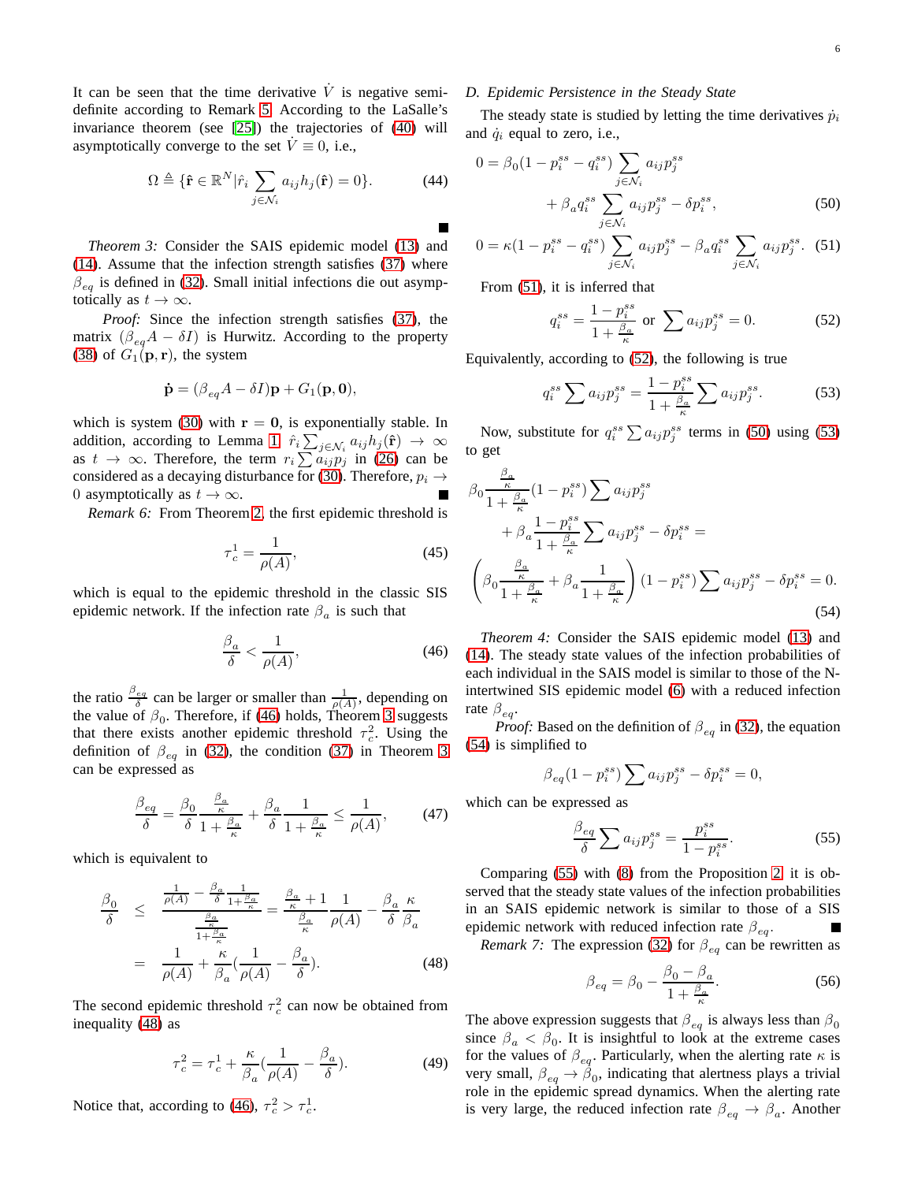It can be seen that the time derivative $\dot{V}$ is negative semi-definite according to Remark 5. According to the LaSalle's invariance theorem (see [25]) the trajectories of (40) will asymptotically converge to the set $\dot{V} \equiv 0$, i.e.,

$$\Omega \triangleq \{\hat{\mathbf{r}} \in \mathbb{R}^N | \hat{r}_i \sum_{j \in \mathcal{N}_i} a_{ij} h_j(\hat{\mathbf{r}}) = 0\}. \tag{44}$$

■

*Theorem 3:* Consider the SAIS epidemic model (13) and (14). Assume that the infection strength satisfies (37) where $\beta_{eq}$ is defined in (32). Small initial infections die out asymptotically as $t \to \infty$.

*Proof:* Since the infection strength satisfies (37), the matrix $(\beta_{eq} A - \delta I)$ is Hurwitz. According to the property (38) of $G_1(\mathbf{p}, \mathbf{r})$, the system

$$\dot{\mathbf{p}} = (\beta_{eq} A - \delta I)\mathbf{p} + G_1(\mathbf{p}, \mathbf{0}),$$

which is system (30) with $\mathbf{r} = \mathbf{0}$, is exponentially stable. In addition, according to Lemma 1, $\hat{r}_i \sum_{j \in \mathcal{N}_i} a_{ij} h_j(\hat{\mathbf{r}}) \to \infty$ as $t \to \infty$. Therefore, the term $r_i \sum a_{ij} p_j$ in (26) can be considered as a decaying disturbance for (30). Therefore, $p_i \to 0$ asymptotically as $t \to \infty$. ■

*Remark 6:* From Theorem 2, the first epidemic threshold is

$$\tau_c^1 = \frac{1}{\rho(A)}, \tag{45}$$

which is equal to the epidemic threshold in the classic SIS epidemic network. If the infection rate $\beta_a$ is such that

$$\frac{\beta_a}{\delta} < \frac{1}{\rho(A)}, \tag{46}$$

the ratio $\frac{\beta_{eq}}{\delta}$ can be larger or smaller than $\frac{1}{\rho(A)}$, depending on the value of $\beta_0$. Therefore, if (46) holds, Theorem 3 suggests that there exists another epidemic threshold $\tau_c^2$. Using the definition of $\beta_{eq}$ in (32), the condition (37) in Theorem 3 can be expressed as

$$\frac{\beta_{eq}}{\delta} = \frac{\beta_0}{\delta} \frac{\frac{\beta_a}{\kappa}}{1 + \frac{\beta_a}{\kappa}} + \frac{\beta_a}{\delta} \frac{1}{1 + \frac{\beta_a}{\kappa}} \leq \frac{1}{\rho(A)}, \tag{47}$$

which is equivalent to

$$\begin{aligned} \frac{\beta_0}{\delta} &\leq \frac{\frac{1}{\rho(A)} - \frac{\beta_a}{\delta} \frac{1}{1+\frac{\beta_a}{\kappa}}}{\frac{\frac{\beta_a}{\kappa}}{1+\frac{\beta_a}{\kappa}}} = \frac{\frac{\beta_a}{\kappa} + 1}{\frac{\beta_a}{\kappa}} \frac{1}{\rho(A)} - \frac{\beta_a}{\delta} \frac{\kappa}{\beta_a} \\ &= \frac{1}{\rho(A)} + \frac{\kappa}{\beta_a} \left(\frac{1}{\rho(A)} - \frac{\beta_a}{\delta}\right). \end{aligned} \tag{48}$$

The second epidemic threshold $\tau_c^2$ can now be obtained from inequality (48) as

$$\tau_c^2 = \tau_c^1 + \frac{\kappa}{\beta_a} \left(\frac{1}{\rho(A)} - \frac{\beta_a}{\delta}\right). \tag{49}$$

Notice that, according to (46), $\tau_c^2 > \tau_c^1$.

### D. Epidemic Persistence in the Steady State

The steady state is studied by letting the time derivatives $\dot{p}_i$ and $\dot{q}_i$ equal to zero, i.e.,

$$\begin{aligned} 0 = \beta_0 (1 - p_i^{ss} - q_i^{ss}) \sum_{j \in \mathcal{N}_i} a_{ij} p_j^{ss} \\ + \beta_a q_i^{ss} \sum_{j \in \mathcal{N}_i} a_{ij} p_j^{ss} - \delta p_i^{ss}, \end{aligned} \tag{50}$$

$$0 = \kappa (1 - p_i^{ss} - q_i^{ss}) \sum_{j \in \mathcal{N}_i} a_{ij} p_j^{ss} - \beta_a q_i^{ss} \sum_{j \in \mathcal{N}_i} a_{ij} p_j^{ss}. \tag{51}$$

From (51), it is inferred that

$$q_i^{ss} = \frac{1 - p_i^{ss}}{1 + \frac{\beta_a}{\kappa}} \text{ or } \sum a_{ij} p_j^{ss} = 0. \tag{52}$$

Equivalently, according to (52), the following is true

$$q_i^{ss} \sum a_{ij} p_j^{ss} = \frac{1 - p_i^{ss}}{1 + \frac{\beta_a}{\kappa}} \sum a_{ij} p_j^{ss}. \tag{53}$$

Now, substitute for $q_i^{ss} \sum a_{ij} p_j^{ss}$ terms in (50) using (53) to get

$$\begin{aligned} &\beta_0 \frac{\frac{\beta_a}{\kappa}}{1 + \frac{\beta_a}{\kappa}} (1 - p_i^{ss}) \sum a_{ij} p_j^{ss} \\ &\quad + \beta_a \frac{1 - p_i^{ss}}{1 + \frac{\beta_a}{\kappa}} \sum a_{ij} p_j^{ss} - \delta p_i^{ss} = \\ &\left(\beta_0 \frac{\frac{\beta_a}{\kappa}}{1 + \frac{\beta_a}{\kappa}} + \beta_a \frac{1}{1 + \frac{\beta_a}{\kappa}}\right) (1 - p_i^{ss}) \sum a_{ij} p_j^{ss} - \delta p_i^{ss} = 0. \end{aligned} \tag{54}$$

*Theorem 4:* Consider the SAIS epidemic model (13) and (14). The steady state values of the infection probabilities of each individual in the SAIS model is similar to those of the N-intertwined SIS epidemic model (6) with a reduced infection rate $\beta_{eq}$.

*Proof:* Based on the definition of $\beta_{eq}$ in (32), the equation (54) is simplified to

$$\beta_{eq} (1 - p_i^{ss}) \sum a_{ij} p_j^{ss} - \delta p_i^{ss} = 0,$$

which can be expressed as

$$\frac{\beta_{eq}}{\delta} \sum a_{ij} p_j^{ss} = \frac{p_i^{ss}}{1 - p_i^{ss}}. \tag{55}$$

Comparing (55) with (8) from the Proposition 2, it is observed that the steady state values of the infection probabilities in an SAIS epidemic network is similar to those of a SIS epidemic network with reduced infection rate $\beta_{eq}$. ■

*Remark 7:* The expression (32) for $\beta_{eq}$ can be rewritten as

$$\beta_{eq} = \beta_0 - \frac{\beta_0 - \beta_a}{1 + \frac{\beta_a}{\kappa}}. \tag{56}$$

The above expression suggests that $\beta_{eq}$ is always less than $\beta_0$ since $\beta_a < \beta_0$. It is insightful to look at the extreme cases for the values of $\beta_{eq}$. Particularly, when the alerting rate $\kappa$ is very small, $\beta_{eq} \to \beta_0$, indicating that alertness plays a trivial role in the epidemic spread dynamics. When the alerting rate is very large, the reduced infection rate $\beta_{eq} \to \beta_a$. Another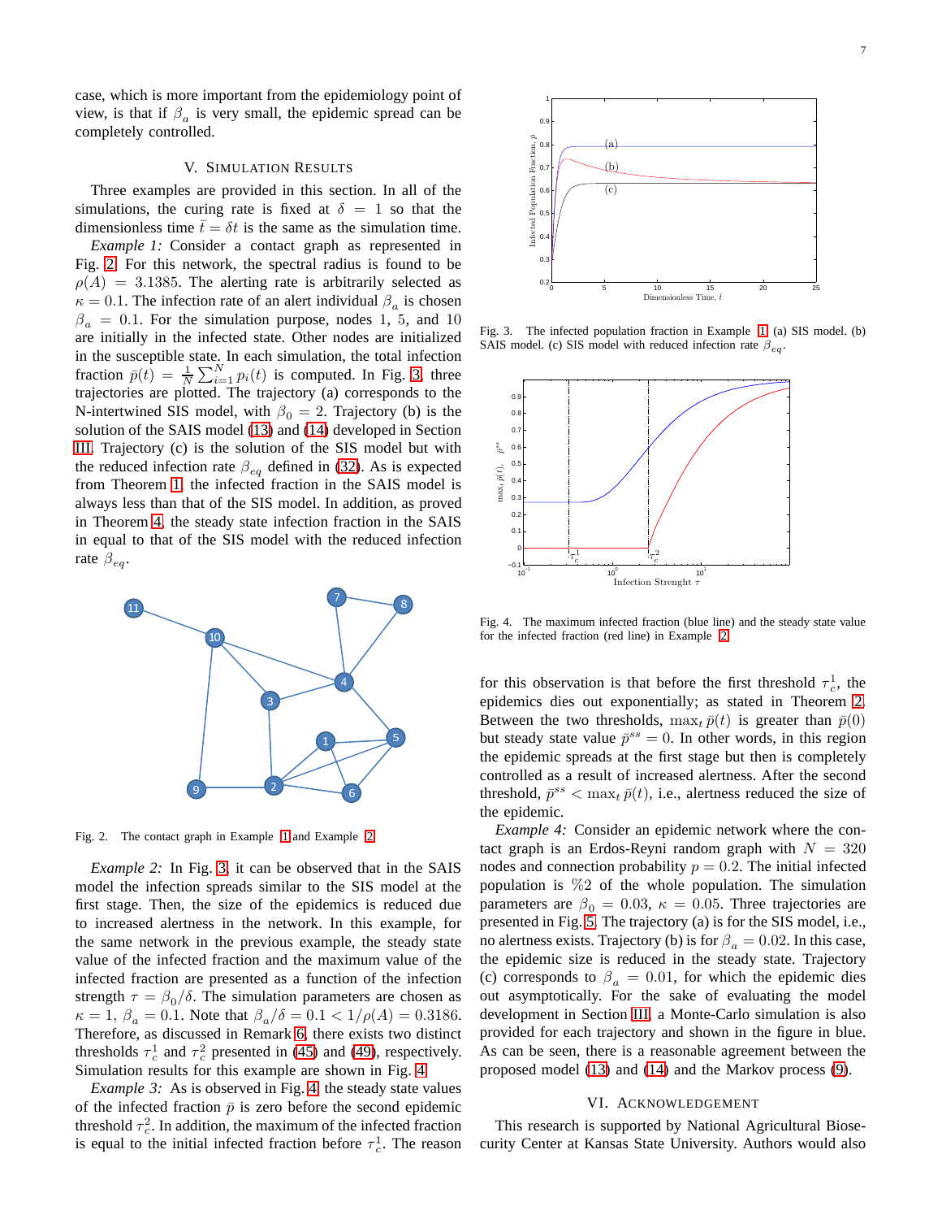case, which is more important from the epidemiology point of view, is that if $\beta_a$ is very small, the epidemic spread can be completely controlled.

## V. Simulation Results

Three examples are provided in this section. In all of the simulations, the curing rate is fixed at $\delta = 1$ so that the dimensionless time $\bar{t} = \delta t$ is the same as the simulation time.

*Example 1:* Consider a contact graph as represented in Fig. 2. For this network, the spectral radius is found to be $\rho(A) = 3.1385$. The alerting rate is arbitrarily selected as $\kappa = 0.1$. The infection rate of an alert individual $\beta_a$ is chosen $\beta_a = 0.1$. For the simulation purpose, nodes 1, 5, and 10 are initially in the infected state. Other nodes are initialized in the susceptible state. In each simulation, the total infection fraction $\bar{p}(t) = \frac{1}{N}\sum_{i=1}^{N} p_i(t)$ is computed. In Fig. 3, three trajectories are plotted. The trajectory (a) corresponds to the N-intertwined SIS model, with $\beta_0 = 2$. Trajectory (b) is the solution of the SAIS model (13) and (14) developed in Section III. Trajectory (c) is the solution of the SIS model but with the reduced infection rate $\beta_{eq}$ defined in (32). As is expected from Theorem 1, the infected fraction in the SAIS model is always less than that of the SIS model. In addition, as proved in Theorem 4, the steady state infection fraction in the SAIS in equal to that of the SIS model with the reduced infection rate $\beta_{eq}$.

Fig. 2. The contact graph in Example 1 and Example 2

*Example 2:* In Fig. 3, it can be observed that in the SAIS model the infection spreads similar to the SIS model at the first stage. Then, the size of the epidemics is reduced due to increased alertness in the network. In this example, for the same network in the previous example, the steady state value of the infected fraction and the maximum value of the infected fraction are presented as a function of the infection strength $\tau = \beta_0/\delta$. The simulation parameters are chosen as $\kappa = 1$, $\beta_a = 0.1$. Note that $\beta_a/\delta = 0.1 < 1/\rho(A) = 0.3186$. Therefore, as discussed in Remark 6, there exists two distinct thresholds $\tau_c^1$ and $\tau_c^2$ presented in (45) and (49), respectively. Simulation results for this example are shown in Fig. 4.

*Example 3:* As is observed in Fig. 4, the steady state values of the infected fraction $\bar{p}$ is zero before the second epidemic threshold $\tau_c^2$. In addition, the maximum of the infected fraction is equal to the initial infected fraction before $\tau_c^1$. The reason for this observation is that before the first threshold $\tau_c^1$, the epidemics dies out exponentially; as stated in Theorem 2. Between the two thresholds, $\max_t \bar{p}(t)$ is greater than $\bar{p}(0)$ but steady state value $\bar{p}^{ss} = 0$. In other words, in this region the epidemic spreads at the first stage but then is completely controlled as a result of increased alertness. After the second threshold, $\bar{p}^{ss} < \max_t \bar{p}(t)$, i.e., alertness reduced the size of the epidemic.

Fig. 3. The infected population fraction in Example 1 (a) SIS model. (b) SAIS model. (c) SIS model with reduced infection rate $\beta_{eq}$.

Fig. 4. The maximum infected fraction (blue line) and the steady state value for the infected fraction (red line) in Example 2.

*Example 4:* Consider an epidemic network where the contact graph is an Erdos-Reyni random graph with $N = 320$ nodes and connection probability $p = 0.2$. The initial infected population is %2 of the whole population. The simulation parameters are $\beta_0 = 0.03$, $\kappa = 0.05$. Three trajectories are presented in Fig. 5. The trajectory (a) is for the SIS model, i.e., no alertness exists. Trajectory (b) is for $\beta_a = 0.02$. In this case, the epidemic size is reduced in the steady state. Trajectory (c) corresponds to $\beta_a = 0.01$, for which the epidemic dies out asymptotically. For the sake of evaluating the model development in Section III, a Monte-Carlo simulation is also provided for each trajectory and shown in the figure in blue. As can be seen, there is a reasonable agreement between the proposed model (13) and (14) and the Markov process (9).

## VI. Acknowledgement

This research is supported by National Agricultural Biosecurity Center at Kansas State University. Authors would also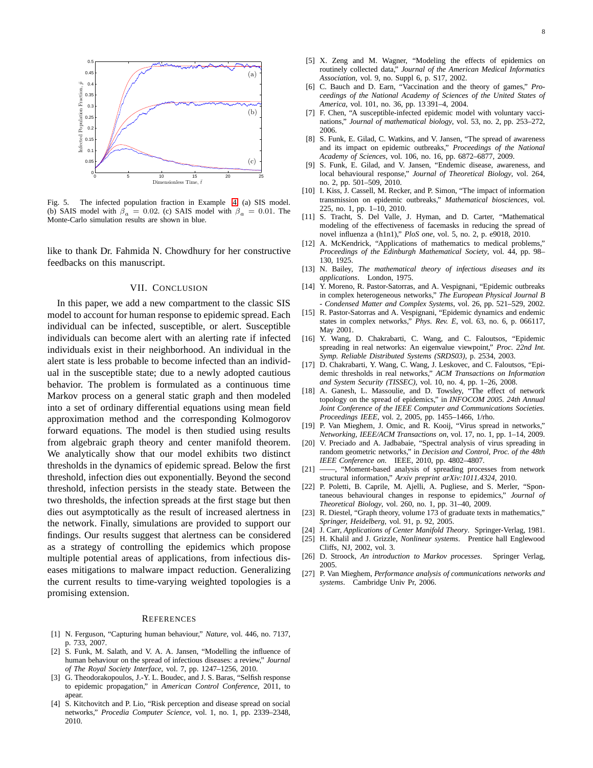0.5
0.45
0.4
0.35
0.3
0.25
0.2
0.15
0.1
0.05
0
Infected Population Fraction, $\bar{p}$
0
5
10
15
20
25
Dimensionless Time, $\bar{t}$
(a)
(b)
(c)

Fig. 5. The infected population fraction in Example 4 (a) SIS model. (b) SAIS model with $\beta_a = 0.02$. (c) SAIS model with $\beta_a = 0.01$. The Monte-Carlo simulation results are shown in blue.

like to thank Dr. Fahmida N. Chowdhury for her constructive feedbacks on this manuscript.

## VII. Conclusion

In this paper, we add a new compartment to the classic SIS model to account for human response to epidemic spread. Each individual can be infected, susceptible, or alert. Susceptible individuals can become alert with an alerting rate if infected individuals exist in their neighborhood. An individual in the alert state is less probable to become infected than an individual in the susceptible state; due to a newly adopted cautious behavior. The problem is formulated as a continuous time Markov process on a general static graph and then modeled into a set of ordinary differential equations using mean field approximation method and the corresponding Kolmogorov forward equations. The model is then studied using results from algebraic graph theory and center manifold theorem. We analytically show that our model exhibits two distinct thresholds in the dynamics of epidemic spread. Below the first threshold, infection dies out exponentially. Beyond the second threshold, infection persists in the steady state. Between the two thresholds, the infection spreads at the first stage but then dies out asymptotically as the result of increased alertness in the network. Finally, simulations are provided to support our findings. Our results suggest that alertness can be considered as a strategy of controlling the epidemics which propose multiple potential areas of applications, from infectious diseases mitigations to malware impact reduction. Generalizing the current results to time-varying weighted topologies is a promising extension.

## References

[1] N. Ferguson, "Capturing human behaviour," *Nature*, vol. 446, no. 7137, p. 733, 2007.

[2] S. Funk, M. Salath, and V. A. A. Jansen, "Modelling the influence of human behaviour on the spread of infectious diseases: a review," *Journal of The Royal Society Interface*, vol. 7, pp. 1247–1256, 2010.

[3] G. Theodorakopoulos, J.-Y. L. Boudec, and J. S. Baras, "Selfish response to epidemic propagation," in *American Control Conference*, 2011, to apear.

[4] S. Kitchovitch and P. Lio, "Risk perception and disease spread on social networks," *Procedia Computer Science*, vol. 1, no. 1, pp. 2339–2348, 2010.

[5] X. Zeng and M. Wagner, "Modeling the effects of epidemics on routinely collected data," *Journal of the American Medical Informatics Association*, vol. 9, no. Suppl 6, p. S17, 2002.

[6] C. Bauch and D. Earn, "Vaccination and the theory of games," *Proceedings of the National Academy of Sciences of the United States of America*, vol. 101, no. 36, pp. 13 391–4, 2004.

[7] F. Chen, "A susceptible-infected epidemic model with voluntary vaccinations," *Journal of mathematical biology*, vol. 53, no. 2, pp. 253–272, 2006.

[8] S. Funk, E. Gilad, C. Watkins, and V. Jansen, "The spread of awareness and its impact on epidemic outbreaks," *Proceedings of the National Academy of Sciences*, vol. 106, no. 16, pp. 6872–6877, 2009.

[9] S. Funk, E. Gilad, and V. Jansen, "Endemic disease, awareness, and local behavioural response," *Journal of Theoretical Biology*, vol. 264, no. 2, pp. 501–509, 2010.

[10] I. Kiss, J. Cassell, M. Recker, and P. Simon, "The impact of information transmission on epidemic outbreaks," *Mathematical biosciences*, vol. 225, no. 1, pp. 1–10, 2010.

[11] S. Tracht, S. Del Valle, J. Hyman, and D. Carter, "Mathematical modeling of the effectiveness of facemasks in reducing the spread of novel influenza a (h1n1)," *PloS one*, vol. 5, no. 2, p. e9018, 2010.

[12] A. McKendrick, "Applications of mathematics to medical problems," *Proceedings of the Edinburgh Mathematical Society*, vol. 44, pp. 98–130, 1925.

[13] N. Bailey, *The mathematical theory of infectious diseases and its applications*. London, 1975.

[14] Y. Moreno, R. Pastor-Satorras, and A. Vespignani, "Epidemic outbreaks in complex heterogeneous networks," *The European Physical Journal B - Condensed Matter and Complex Systems*, vol. 26, pp. 521–529, 2002.

[15] R. Pastor-Satorras and A. Vespignani, "Epidemic dynamics and endemic states in complex networks," *Phys. Rev. E*, vol. 63, no. 6, p. 066117, May 2001.

[16] Y. Wang, D. Chakrabarti, C. Wang, and C. Faloutsos, "Epidemic spreading in real networks: An eigenvalue viewpoint," *Proc. 22nd Int. Symp. Reliable Distributed Systems (SRDS03)*, p. 2534, 2003.

[17] D. Chakrabarti, Y. Wang, C. Wang, J. Leskovec, and C. Faloutsos, "Epidemic thresholds in real networks," *ACM Transactions on Information and System Security (TISSEC)*, vol. 10, no. 4, pp. 1–26, 2008.

[18] A. Ganesh, L. Massoulie, and D. Towsley, "The effect of network topology on the spread of epidemics," in *INFOCOM 2005. 24th Annual Joint Conference of the IEEE Computer and Communications Societies. Proceedings IEEE*, vol. 2, 2005, pp. 1455–1466, 1/rho.

[19] P. Van Mieghem, J. Omic, and R. Kooij, "Virus spread in networks," *Networking, IEEE/ACM Transactions on*, vol. 17, no. 1, pp. 1–14, 2009.

[20] V. Preciado and A. Jadbabaie, "Spectral analysis of virus spreading in random geometric networks," in *Decision and Control, Proc. of the 48th IEEE Conference on*. IEEE, 2010, pp. 4802–4807.

[21] ——, "Moment-based analysis of spreading processes from network structural information," *Arxiv preprint arXiv:1011.4324*, 2010.

[22] P. Poletti, B. Caprile, M. Ajelli, A. Pugliese, and S. Merler, "Spontaneous behavioural changes in response to epidemics," *Journal of Theoretical Biology*, vol. 260, no. 1, pp. 31–40, 2009.

[23] R. Diestel, "Graph theory, volume 173 of graduate texts in mathematics," *Springer, Heidelberg*, vol. 91, p. 92, 2005.

[24] J. Carr, *Applications of Center Manifold Theory*. Springer-Verlag, 1981.

[25] H. Khalil and J. Grizzle, *Nonlinear systems*. Prentice hall Englewood Cliffs, NJ, 2002, vol. 3.

[26] D. Stroock, *An introduction to Markov processes*. Springer Verlag, 2005.

[27] P. Van Mieghem, *Performance analysis of communications networks and systems*. Cambridge Univ Pr, 2006.